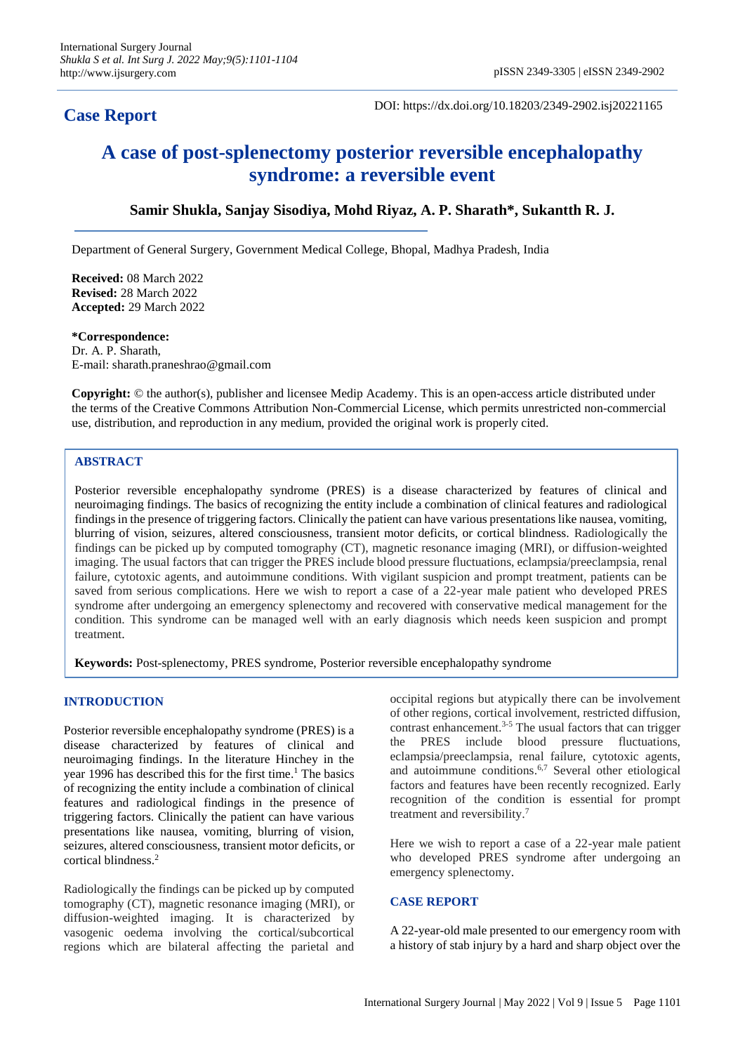**Case Report**

DOI: https://dx.doi.org/10.18203/2349-2902.isj20221165

# A case of post-splenectomy posterior reversible encephalopathy syndrome: a reversible event

**Samir Shukla, Sanjay Sisodiya, Mohd Riyaz, A. P. Sharath\*, Sukantth R. J.**

Department of General Surgery, Government Medical College, Bhopal, Madhya Pradesh, India

**Received:** 08 March 2022
**Revised:** 28 March 2022
**Accepted:** 29 March 2022

**\*Correspondence:**
Dr. A. P. Sharath,
E-mail: sharath.praneshrao@gmail.com

**Copyright:** © the author(s), publisher and licensee Medip Academy. This is an open-access article distributed under the terms of the Creative Commons Attribution Non-Commercial License, which permits unrestricted non-commercial use, distribution, and reproduction in any medium, provided the original work is properly cited.

## ABSTRACT

Posterior reversible encephalopathy syndrome (PRES) is a disease characterized by features of clinical and neuroimaging findings. The basics of recognizing the entity include a combination of clinical features and radiological findings in the presence of triggering factors. Clinically the patient can have various presentations like nausea, vomiting, blurring of vision, seizures, altered consciousness, transient motor deficits, or cortical blindness. Radiologically the findings can be picked up by computed tomography (CT), magnetic resonance imaging (MRI), or diffusion-weighted imaging. The usual factors that can trigger the PRES include blood pressure fluctuations, eclampsia/preeclampsia, renal failure, cytotoxic agents, and autoimmune conditions. With vigilant suspicion and prompt treatment, patients can be saved from serious complications. Here we wish to report a case of a 22-year male patient who developed PRES syndrome after undergoing an emergency splenectomy and recovered with conservative medical management for the condition. This syndrome can be managed well with an early diagnosis which needs keen suspicion and prompt treatment.

**Keywords:** Post-splenectomy, PRES syndrome, Posterior reversible encephalopathy syndrome

## INTRODUCTION

Posterior reversible encephalopathy syndrome (PRES) is a disease characterized by features of clinical and neuroimaging findings. In the literature Hinchey in the year 1996 has described this for the first time.[1] The basics of recognizing the entity include a combination of clinical features and radiological findings in the presence of triggering factors. Clinically the patient can have various presentations like nausea, vomiting, blurring of vision, seizures, altered consciousness, transient motor deficits, or cortical blindness.[2]

Radiologically the findings can be picked up by computed tomography (CT), magnetic resonance imaging (MRI), or diffusion-weighted imaging. It is characterized by vasogenic oedema involving the cortical/subcortical regions which are bilateral affecting the parietal and occipital regions but atypically there can be involvement of other regions, cortical involvement, restricted diffusion, contrast enhancement.[3-5] The usual factors that can trigger the PRES include blood pressure fluctuations, eclampsia/preeclampsia, renal failure, cytotoxic agents, and autoimmune conditions.[6,7] Several other etiological factors and features have been recently recognized. Early recognition of the condition is essential for prompt treatment and reversibility.[7]

Here we wish to report a case of a 22-year male patient who developed PRES syndrome after undergoing an emergency splenectomy.

## CASE REPORT

A 22-year-old male presented to our emergency room with a history of stab injury by a hard and sharp object over the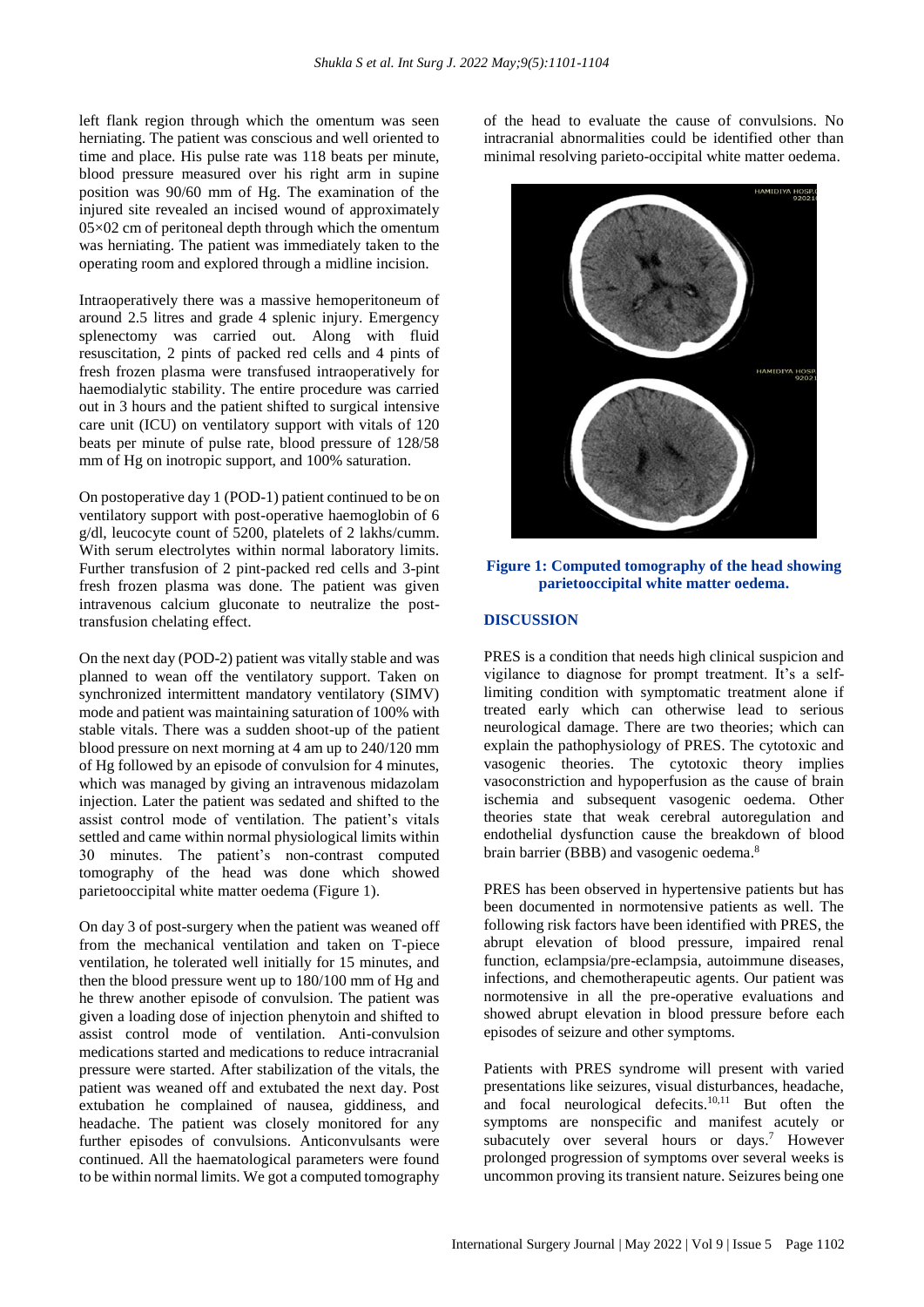left flank region through which the omentum was seen herniating. The patient was conscious and well oriented to time and place. His pulse rate was 118 beats per minute, blood pressure measured over his right arm in supine position was 90/60 mm of Hg. The examination of the injured site revealed an incised wound of approximately 05×02 cm of peritoneal depth through which the omentum was herniating. The patient was immediately taken to the operating room and explored through a midline incision.

Intraoperatively there was a massive hemoperitoneum of around 2.5 litres and grade 4 splenic injury. Emergency splenectomy was carried out. Along with fluid resuscitation, 2 pints of packed red cells and 4 pints of fresh frozen plasma were transfused intraoperatively for haemodialytic stability. The entire procedure was carried out in 3 hours and the patient shifted to surgical intensive care unit (ICU) on ventilatory support with vitals of 120 beats per minute of pulse rate, blood pressure of 128/58 mm of Hg on inotropic support, and 100% saturation.

On postoperative day 1 (POD-1) patient continued to be on ventilatory support with post-operative haemoglobin of 6 g/dl, leucocyte count of 5200, platelets of 2 lakhs/cumm. With serum electrolytes within normal laboratory limits. Further transfusion of 2 pint-packed red cells and 3-pint fresh frozen plasma was done. The patient was given intravenous calcium gluconate to neutralize the post-transfusion chelating effect.

On the next day (POD-2) patient was vitally stable and was planned to wean off the ventilatory support. Taken on synchronized intermittent mandatory ventilatory (SIMV) mode and patient was maintaining saturation of 100% with stable vitals. There was a sudden shoot-up of the patient blood pressure on next morning at 4 am up to 240/120 mm of Hg followed by an episode of convulsion for 4 minutes, which was managed by giving an intravenous midazolam injection. Later the patient was sedated and shifted to the assist control mode of ventilation. The patient's vitals settled and came within normal physiological limits within 30 minutes. The patient's non-contrast computed tomography of the head was done which showed parietooccipital white matter oedema (Figure 1).

On day 3 of post-surgery when the patient was weaned off from the mechanical ventilation and taken on T-piece ventilation, he tolerated well initially for 15 minutes, and then the blood pressure went up to 180/100 mm of Hg and he threw another episode of convulsion. The patient was given a loading dose of injection phenytoin and shifted to assist control mode of ventilation. Anti-convulsion medications started and medications to reduce intracranial pressure were started. After stabilization of the vitals, the patient was weaned off and extubated the next day. Post extubation he complained of nausea, giddiness, and headache. The patient was closely monitored for any further episodes of convulsions. Anticonvulsants were continued. All the haematological parameters were found to be within normal limits. We got a computed tomography of the head to evaluate the cause of convulsions. No intracranial abnormalities could be identified other than minimal resolving parieto-occipital white matter oedema.

**Figure 1: Computed tomography of the head showing parietooccipital white matter oedema.**

## DISCUSSION

PRES is a condition that needs high clinical suspicion and vigilance to diagnose for prompt treatment. It's a self-limiting condition with symptomatic treatment alone if treated early which can otherwise lead to serious neurological damage. There are two theories; which can explain the pathophysiology of PRES. The cytotoxic and vasogenic theories. The cytotoxic theory implies vasoconstriction and hypoperfusion as the cause of brain ischemia and subsequent vasogenic oedema. Other theories state that weak cerebral autoregulation and endothelial dysfunction cause the breakdown of blood brain barrier (BBB) and vasogenic oedema.[8]

PRES has been observed in hypertensive patients but has been documented in normotensive patients as well. The following risk factors have been identified with PRES, the abrupt elevation of blood pressure, impaired renal function, eclampsia/pre-eclampsia, autoimmune diseases, infections, and chemotherapeutic agents. Our patient was normotensive in all the pre-operative evaluations and showed abrupt elevation in blood pressure before each episodes of seizure and other symptoms.

Patients with PRES syndrome will present with varied presentations like seizures, visual disturbances, headache, and focal neurological defects.[10,11] But often the symptoms are nonspecific and manifest acutely or subacutely over several hours or days.[7] However prolonged progression of symptoms over several weeks is uncommon proving its transient nature. Seizures being one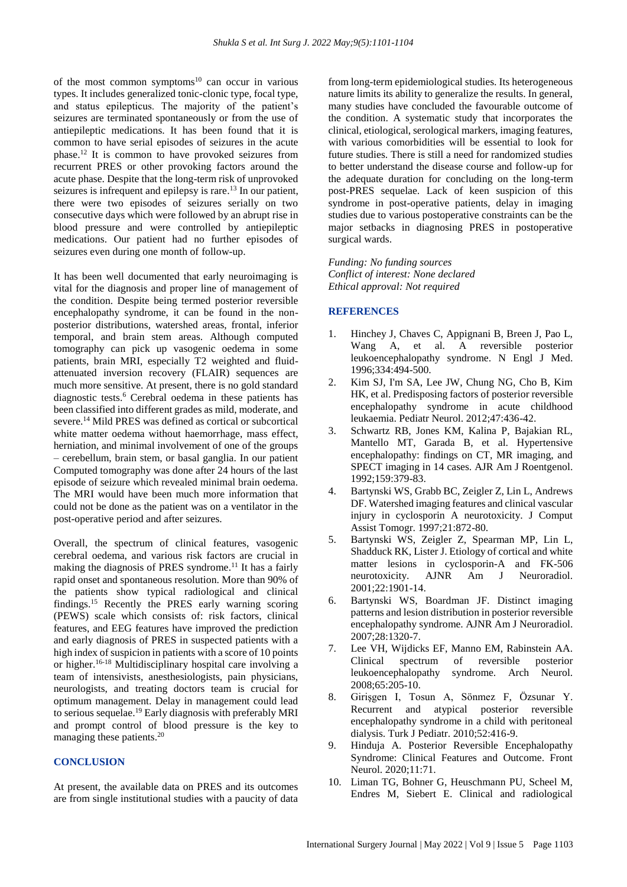of the most common symptoms[10] can occur in various types. It includes generalized tonic-clonic type, focal type, and status epilepticus. The majority of the patient's seizures are terminated spontaneously or from the use of antiepileptic medications. It has been found that it is common to have serial episodes of seizures in the acute phase.[12] It is common to have provoked seizures from recurrent PRES or other provoking factors around the acute phase. Despite that the long-term risk of unprovoked seizures is infrequent and epilepsy is rare.[13] In our patient, there were two episodes of seizures serially on two consecutive days which were followed by an abrupt rise in blood pressure and were controlled by antiepileptic medications. Our patient had no further episodes of seizures even during one month of follow-up.

It has been well documented that early neuroimaging is vital for the diagnosis and proper line of management of the condition. Despite being termed posterior reversible encephalopathy syndrome, it can be found in the non-posterior distributions, watershed areas, frontal, inferior temporal, and brain stem areas. Although computed tomography can pick up vasogenic oedema in some patients, brain MRI, especially T2 weighted and fluid-attenuated inversion recovery (FLAIR) sequences are much more sensitive. At present, there is no gold standard diagnostic tests.[6] Cerebral oedema in these patients has been classified into different grades as mild, moderate, and severe.[14] Mild PRES was defined as cortical or subcortical white matter oedema without haemorrhage, mass effect, herniation, and minimal involvement of one of the groups – cerebellum, brain stem, or basal ganglia. In our patient Computed tomography was done after 24 hours of the last episode of seizure which revealed minimal brain oedema. The MRI would have been much more information that could not be done as the patient was on a ventilator in the post-operative period and after seizures.

Overall, the spectrum of clinical features, vasogenic cerebral oedema, and various risk factors are crucial in making the diagnosis of PRES syndrome.[11] It has a fairly rapid onset and spontaneous resolution. More than 90% of the patients show typical radiological and clinical findings.[15] Recently the PRES early warning scoring (PEWS) scale which consists of: risk factors, clinical features, and EEG features have improved the prediction and early diagnosis of PRES in suspected patients with a high index of suspicion in patients with a score of 10 points or higher.[16-18] Multidisciplinary hospital care involving a team of intensivists, anesthesiologists, pain physicians, neurologists, and treating doctors team is crucial for optimum management. Delay in management could lead to serious sequelae.[19] Early diagnosis with preferably MRI and prompt control of blood pressure is the key to managing these patients.[20]

## CONCLUSION

At present, the available data on PRES and its outcomes are from single institutional studies with a paucity of data from long-term epidemiological studies. Its heterogeneous nature limits its ability to generalize the results. In general, many studies have concluded the favourable outcome of the condition. A systematic study that incorporates the clinical, etiological, serological markers, imaging features, with various comorbidities will be essential to look for future studies. There is still a need for randomized studies to better understand the disease course and follow-up for the adequate duration for concluding on the long-term post-PRES sequelae. Lack of keen suspicion of this syndrome in post-operative patients, delay in imaging studies due to various postoperative constraints can be the major setbacks in diagnosing PRES in postoperative surgical wards.

*Funding: No funding sources*
*Conflict of interest: None declared*
*Ethical approval: Not required*

## REFERENCES

1. Hinchey J, Chaves C, Appignani B, Breen J, Pao L, Wang A, et al. A reversible posterior leukoencephalopathy syndrome. N Engl J Med. 1996;334:494-500.
2. Kim SJ, I'm SA, Lee JW, Chung NG, Cho B, Kim HK, et al. Predisposing factors of posterior reversible encephalopathy syndrome in acute childhood leukaemia. Pediatr Neurol. 2012;47:436-42.
3. Schwartz RB, Jones KM, Kalina P, Bajakian RL, Mantello MT, Garada B, et al. Hypertensive encephalopathy: findings on CT, MR imaging, and SPECT imaging in 14 cases. AJR Am J Roentgenol. 1992;159:379-83.
4. Bartynski WS, Grabb BC, Zeigler Z, Lin L, Andrews DF. Watershed imaging features and clinical vascular injury in cyclosporin A neurotoxicity. J Comput Assist Tomogr. 1997;21:872-80.
5. Bartynski WS, Zeigler Z, Spearman MP, Lin L, Shadduck RK, Lister J. Etiology of cortical and white matter lesions in cyclosporin-A and FK-506 neurotoxicity. AJNR Am J Neuroradiol. 2001;22:1901-14.
6. Bartynski WS, Boardman JF. Distinct imaging patterns and lesion distribution in posterior reversible encephalopathy syndrome. AJNR Am J Neuroradiol. 2007;28:1320-7.
7. Lee VH, Wijdicks EF, Manno EM, Rabinstein AA. Clinical spectrum of reversible posterior leukoencephalopathy syndrome. Arch Neurol. 2008;65:205-10.
8. Girişgen I, Tosun A, Sönmez F, Özsunar Y. Recurrent and atypical posterior reversible encephalopathy syndrome in a child with peritoneal dialysis. Turk J Pediatr. 2010;52:416-9.
9. Hinduja A. Posterior Reversible Encephalopathy Syndrome: Clinical Features and Outcome. Front Neurol. 2020;11:71.
10. Liman TG, Bohner G, Heuschmann PU, Scheel M, Endres M, Siebert E. Clinical and radiological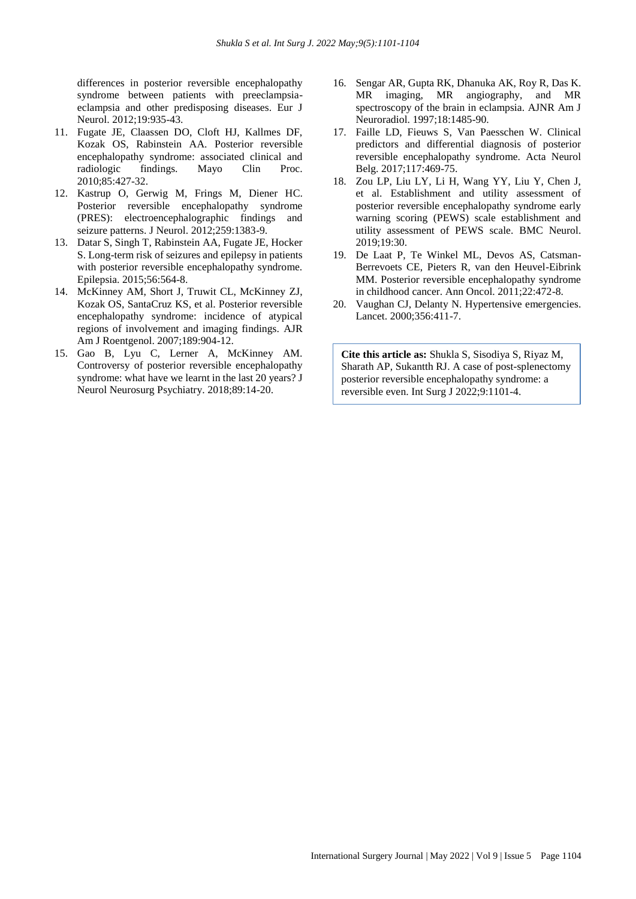differences in posterior reversible encephalopathy syndrome between patients with preeclampsia-eclampsia and other predisposing diseases. Eur J Neurol. 2012;19:935-43.

11. Fugate JE, Claassen DO, Cloft HJ, Kallmes DF, Kozak OS, Rabinstein AA. Posterior reversible encephalopathy syndrome: associated clinical and radiologic findings. Mayo Clin Proc. 2010;85:427-32.
12. Kastrup O, Gerwig M, Frings M, Diener HC. Posterior reversible encephalopathy syndrome (PRES): electroencephalographic findings and seizure patterns. J Neurol. 2012;259:1383-9.
13. Datar S, Singh T, Rabinstein AA, Fugate JE, Hocker S. Long-term risk of seizures and epilepsy in patients with posterior reversible encephalopathy syndrome. Epilepsia. 2015;56:564-8.
14. McKinney AM, Short J, Truwit CL, McKinney ZJ, Kozak OS, SantaCruz KS, et al. Posterior reversible encephalopathy syndrome: incidence of atypical regions of involvement and imaging findings. AJR Am J Roentgenol. 2007;189:904-12.
15. Gao B, Lyu C, Lerner A, McKinney AM. Controversy of posterior reversible encephalopathy syndrome: what have we learnt in the last 20 years? J Neurol Neurosurg Psychiatry. 2018;89:14-20.
16. Sengar AR, Gupta RK, Dhanuka AK, Roy R, Das K. MR imaging, MR angiography, and MR spectroscopy of the brain in eclampsia. AJNR Am J Neuroradiol. 1997;18:1485-90.
17. Faille LD, Fieuws S, Van Paesschen W. Clinical predictors and differential diagnosis of posterior reversible encephalopathy syndrome. Acta Neurol Belg. 2017;117:469-75.
18. Zou LP, Liu LY, Li H, Wang YY, Liu Y, Chen J, et al. Establishment and utility assessment of posterior reversible encephalopathy syndrome early warning scoring (PEWS) scale establishment and utility assessment of PEWS scale. BMC Neurol. 2019;19:30.
19. De Laat P, Te Winkel ML, Devos AS, Catsman-Berrevoets CE, Pieters R, van den Heuvel-Eibrink MM. Posterior reversible encephalopathy syndrome in childhood cancer. Ann Oncol. 2011;22:472-8.
20. Vaughan CJ, Delanty N. Hypertensive emergencies. Lancet. 2000;356:411-7.

**Cite this article as:** Shukla S, Sisodiya S, Riyaz M, Sharath AP, Sukantth RJ. A case of post-splenectomy posterior reversible encephalopathy syndrome: a reversible even. Int Surg J 2022;9:1101-4.